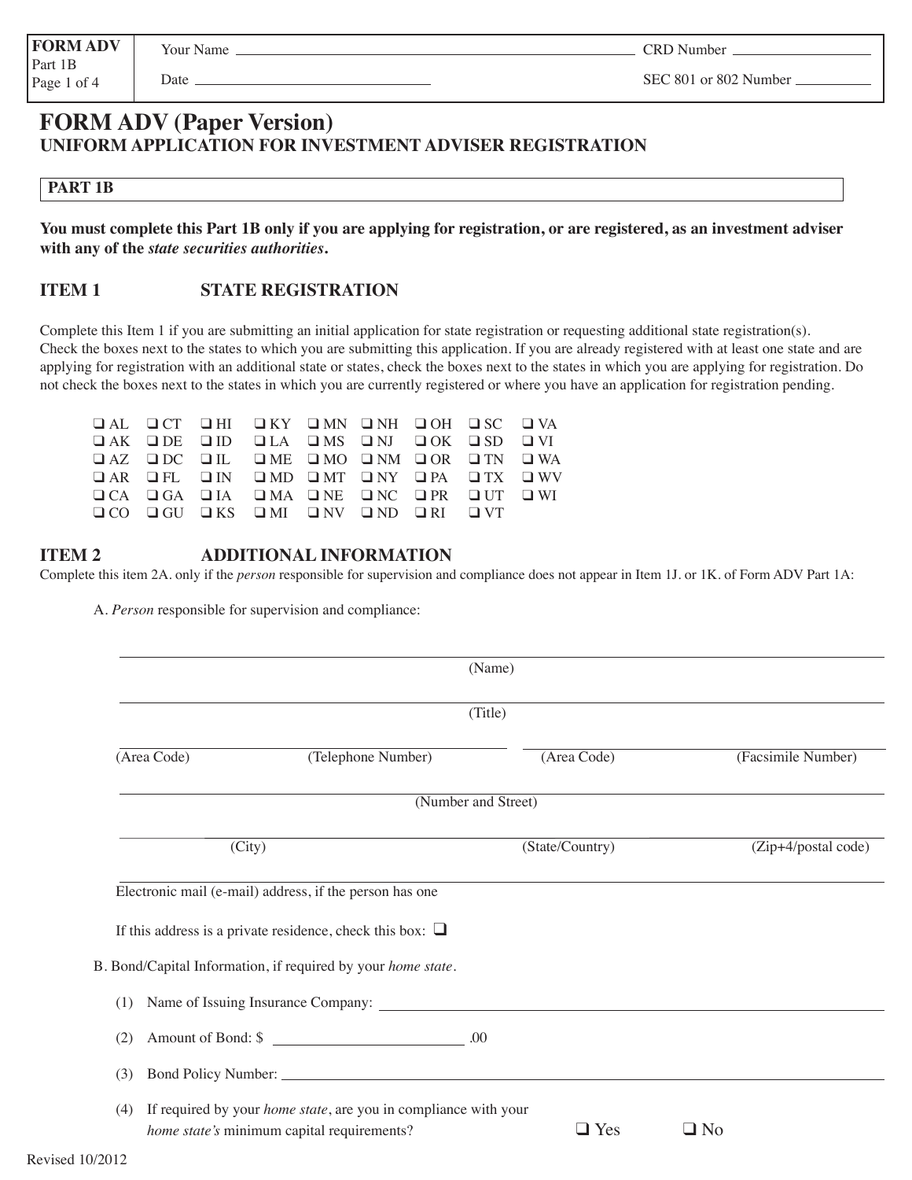| FORM ADV Part 1B | Your Name ______ | CRD Number ______ |
|---|---|---|
| | Date ______ | SEC 801 or 802 Number ______ |

# FORM ADV (Paper Version)

## UNIFORM APPLICATION FOR INVESTMENT ADVISER REGISTRATION

**PART 1B**

**You must complete this Part 1B only if you are applying for registration, or are registered, as an investment adviser with any of the *state securities authorities*.**

## ITEM 1 STATE REGISTRATION

Complete this Item 1 if you are submitting an initial application for state registration or requesting additional state registration(s). Check the boxes next to the states to which you are submitting this application. If you are already registered with at least one state and are applying for registration with an additional state or states, check the boxes next to the states in which you are applying for registration. Do not check the boxes next to the states in which you are currently registered or where you have an application for registration pending.

| | | | | | | | | |
|---|---|---|---|---|---|---|---|---|
| ❑ AL | ❑ CT | ❑ HI | ❑ KY | ❑ MN | ❑ NH | ❑ OH | ❑ SC | ❑ VA |
| ❑ AK | ❑ DE | ❑ ID | ❑ LA | ❑ MS | ❑ NJ | ❑ OK | ❑ SD | ❑ VI |
| ❑ AZ | ❑ DC | ❑ IL | ❑ ME | ❑ MO | ❑ NM | ❑ OR | ❑ TN | ❑ WA |
| ❑ AR | ❑ FL | ❑ IN | ❑ MD | ❑ MT | ❑ NY | ❑ PA | ❑ TX | ❑ WV |
| ❑ CA | ❑ GA | ❑ IA | ❑ MA | ❑ NE | ❑ NC | ❑ PR | ❑ UT | ❑ WI |
| ❑ CO | ❑ GU | ❑ KS | ❑ MI | ❑ NV | ❑ ND | ❑ RI | ❑ VT | |

## ITEM 2 ADDITIONAL INFORMATION

Complete this item 2A. only if the *person* responsible for supervision and compliance does not appear in Item 1J. or 1K. of Form ADV Part 1A:

A. *Person* responsible for supervision and compliance:

______________________________________________
(Name)

______________________________________________
(Title)

______________________________________________
(Area Code) (Telephone Number) (Area Code) (Facsimile Number)

______________________________________________
(Number and Street)

______________________________________________
(City) (State/Country) (Zip+4/postal code)

______________________________________________
Electronic mail (e-mail) address, if the person has one

If this address is a private residence, check this box: ❑

B. Bond/Capital Information, if required by your *home state*.

(1) Name of Issuing Insurance Company: ______________________

(2) Amount of Bond: $ ______________ .00

(3) Bond Policy Number: ______________________

(4) If required by your *home state*, are you in compliance with your *home state's* minimum capital requirements? ❑ Yes ❑ No

Revised 10/2012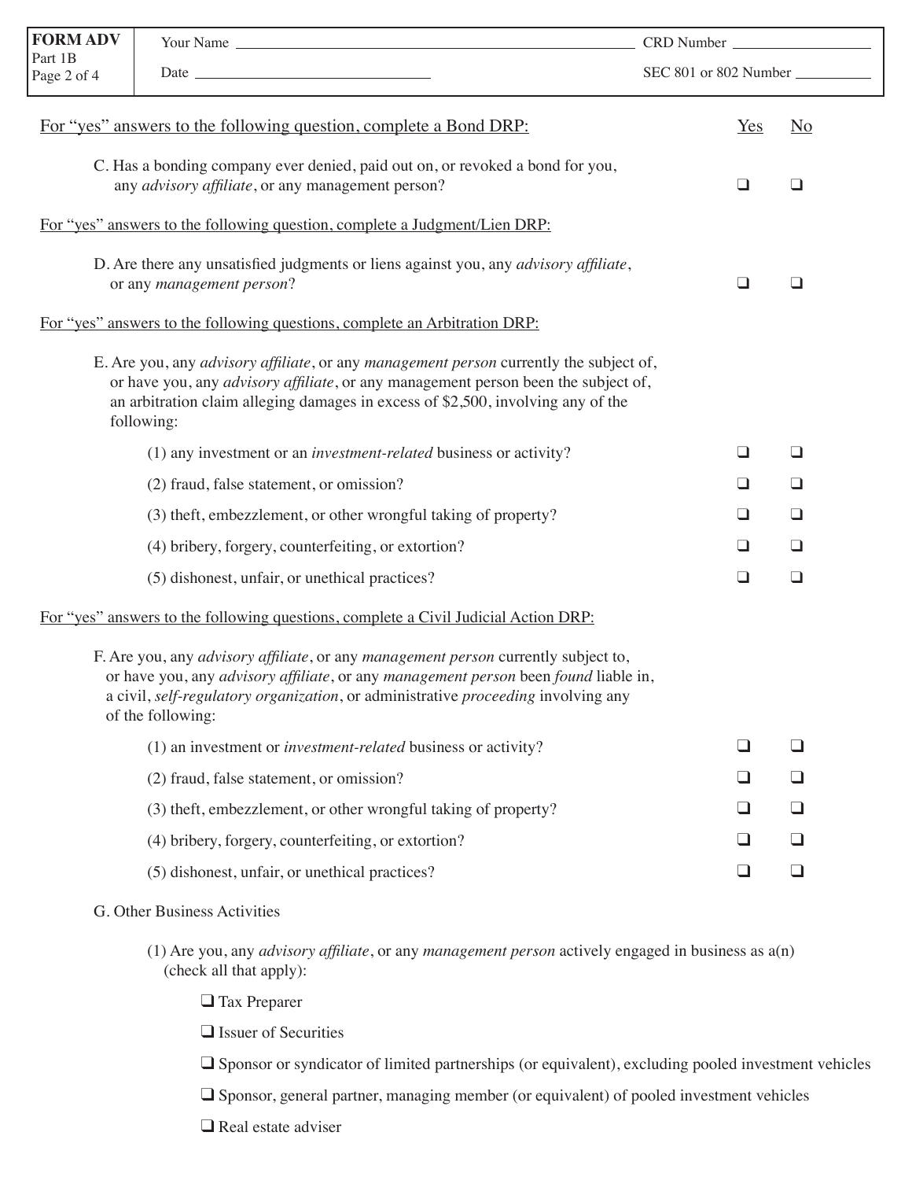| **FORM ADV** Part 1B | Your Name ______________________ | CRD Number __________ |
| --- | --- | --- |
| | Date ______________ | SEC 801 or 802 Number ________ |

| | Yes | No |
| --- | --- | --- |
| For "yes" answers to the following question, complete a Bond DRP: | | |
| C. Has a bonding company ever denied, paid out on, or revoked a bond for you, any *advisory affiliate*, or any management person? | ❑ | ❑ |
| For "yes" answers to the following question, complete a Judgment/Lien DRP: | | |
| D. Are there any unsatisfied judgments or liens against you, any *advisory affiliate*, or any *management person*? | ❑ | ❑ |
| For "yes" answers to the following questions, complete an Arbitration DRP: | | |
| E. Are you, any *advisory affiliate*, or any *management person* currently the subject of, or have you, any *advisory affiliate*, or any management person been the subject of, an arbitration claim alleging damages in excess of $2,500, involving any of the following: | | |
| (1) any investment or an *investment-related* business or activity? | ❑ | ❑ |
| (2) fraud, false statement, or omission? | ❑ | ❑ |
| (3) theft, embezzlement, or other wrongful taking of property? | ❑ | ❑ |
| (4) bribery, forgery, counterfeiting, or extortion? | ❑ | ❑ |
| (5) dishonest, unfair, or unethical practices? | ❑ | ❑ |
| For "yes" answers to the following questions, complete a Civil Judicial Action DRP: | | |
| F. Are you, any *advisory affiliate*, or any *management person* currently subject to, or have you, any *advisory affiliate*, or any *management person* been *found* liable in, a civil, *self-regulatory organization*, or administrative *proceeding* involving any of the following: | | |
| (1) an investment or *investment-related* business or activity? | ❑ | ❑ |
| (2) fraud, false statement, or omission? | ❑ | ❑ |
| (3) theft, embezzlement, or other wrongful taking of property? | ❑ | ❑ |
| (4) bribery, forgery, counterfeiting, or extortion? | ❑ | ❑ |
| (5) dishonest, unfair, or unethical practices? | ❑ | ❑ |

G. Other Business Activities

(1) Are you, any *advisory affiliate*, or any *management person* actively engaged in business as a(n) (check all that apply):

- ❑ Tax Preparer
- ❑ Issuer of Securities
- ❑ Sponsor or syndicator of limited partnerships (or equivalent), excluding pooled investment vehicles
- ❑ Sponsor, general partner, managing member (or equivalent) of pooled investment vehicles
- ❑ Real estate adviser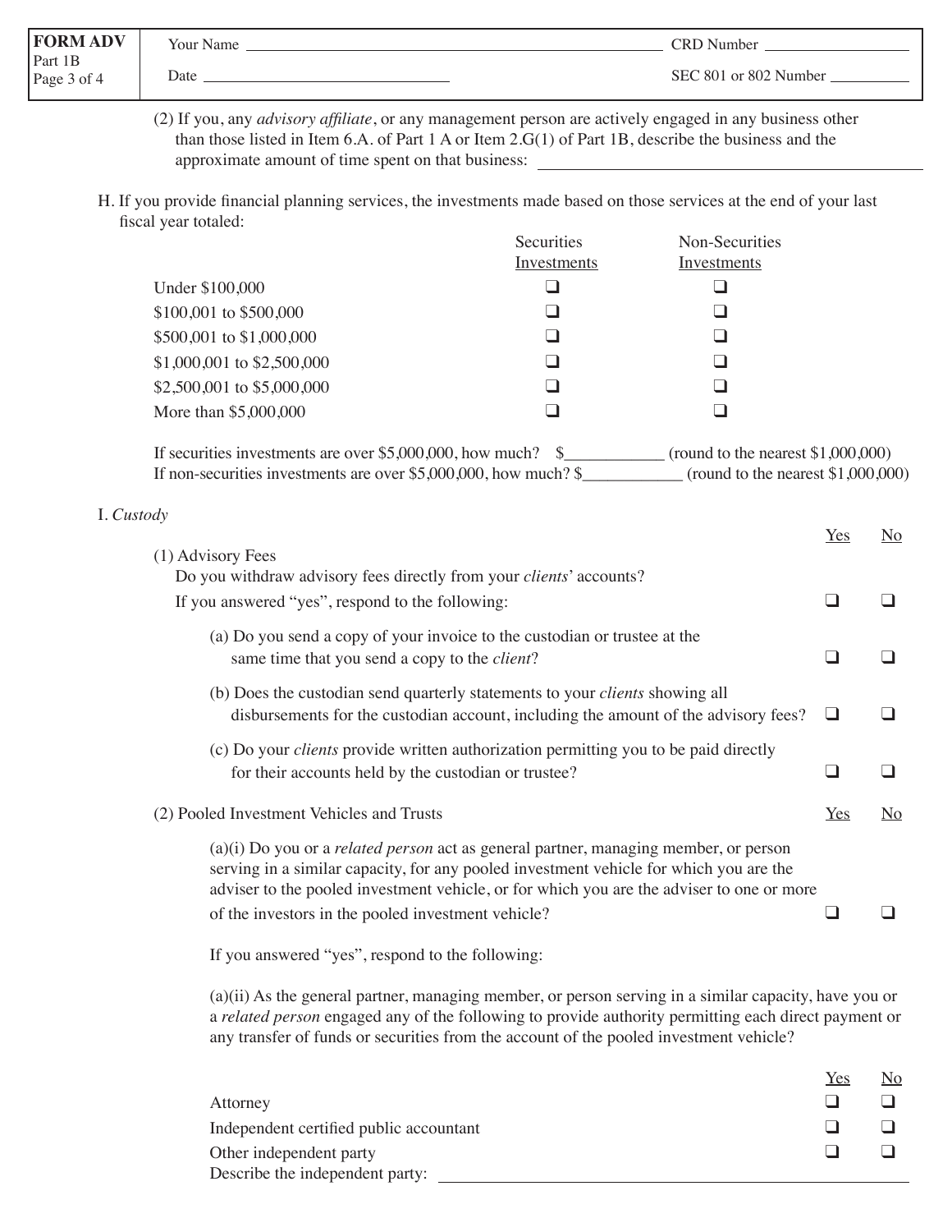| FORM ADV Part 1B | Your Name ____________ | CRD Number ____________ |
|---|---|---|
| | Date ____________ | SEC 801 or 802 Number ____________ |

(2) If you, any *advisory affiliate*, or any management person are actively engaged in any business other than those listed in Item 6.A. of Part 1 A or Item 2.G(1) of Part 1B, describe the business and the approximate amount of time spent on that business: ____________________

H. If you provide financial planning services, the investments made based on those services at the end of your last fiscal year totaled:

| | Securities Investments | Non-Securities Investments |
|---|---|---|
| Under $100,000 | ❑ | ❑ |
| $100,001 to $500,000 | ❑ | ❑ |
| $500,001 to $1,000,000 | ❑ | ❑ |
| $1,000,001 to $2,500,000 | ❑ | ❑ |
| $2,500,001 to $5,000,000 | ❑ | ❑ |
| More than $5,000,000 | ❑ | ❑ |

If securities investments are over $5,000,000, how much? $____________ (round to the nearest $1,000,000)
If non-securities investments are over $5,000,000, how much? $____________ (round to the nearest $1,000,000)

I. *Custody*

| | Yes | No |
|---|---|---|
| (1) Advisory Fees<br>Do you withdraw advisory fees directly from your *clients*' accounts?<br>If you answered "yes", respond to the following: | ❑ | ❑ |
| (a) Do you send a copy of your invoice to the custodian or trustee at the same time that you send a copy to the *client*? | ❑ | ❑ |
| (b) Does the custodian send quarterly statements to your *clients* showing all disbursements for the custodian account, including the amount of the advisory fees? | ❑ | ❑ |
| (c) Do your *clients* provide written authorization permitting you to be paid directly for their accounts held by the custodian or trustee? | ❑ | ❑ |

| (2) Pooled Investment Vehicles and Trusts | Yes | No |
|---|---|---|
| (a)(i) Do you or a *related person* act as general partner, managing member, or person serving in a similar capacity, for any pooled investment vehicle for which you are the adviser to the pooled investment vehicle, or for which you are the adviser to one or more of the investors in the pooled investment vehicle? | ❑ | ❑ |

If you answered "yes", respond to the following:

(a)(ii) As the general partner, managing member, or person serving in a similar capacity, have you or a *related person* engaged any of the following to provide authority permitting each direct payment or any transfer of funds or securities from the account of the pooled investment vehicle?

| | Yes | No |
|---|---|---|
| Attorney | ❑ | ❑ |
| Independent certified public accountant | ❑ | ❑ |
| Other independent party | ❑ | ❑ |

Describe the independent party: ____________________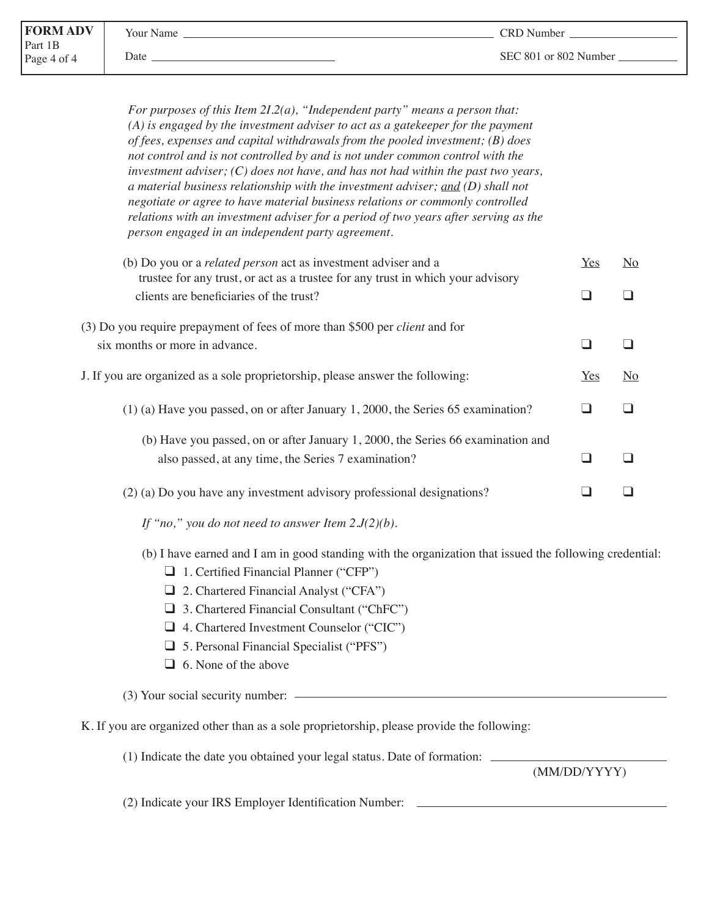*For purposes of this Item 2I.2(a), "Independent party" means a person that: (A) is engaged by the investment adviser to act as a gatekeeper for the payment of fees, expenses and capital withdrawals from the pooled investment; (B) does not control and is not controlled by and is not under common control with the investment adviser; (C) does not have, and has not had within the past two years, a material business relationship with the investment adviser;* and *(D) shall not negotiate or agree to have material business relations or commonly controlled relations with an investment adviser for a period of two years after serving as the person engaged in an independent party agreement.*

| | Yes | No |
|---|---|---|
| (b) Do you or a *related person* act as investment adviser and a trustee for any trust, or act as a trustee for any trust in which your advisory clients are beneficiaries of the trust? | ❑ | ❑ |
| (3) Do you require prepayment of fees of more than $500 per *client* and for six months or more in advance. | ❑ | ❑ |

| J. If you are organized as a sole proprietorship, please answer the following: | Yes | No |
|---|---|---|
| (1) (a) Have you passed, on or after January 1, 2000, the Series 65 examination? | ❑ | ❑ |
| (b) Have you passed, on or after January 1, 2000, the Series 66 examination and also passed, at any time, the Series 7 examination? | ❑ | ❑ |
| (2) (a) Do you have any investment advisory professional designations? | ❑ | ❑ |

*If "no," you do not need to answer Item 2.J(2)(b).*

(b) I have earned and I am in good standing with the organization that issued the following credential:

- ❑ 1. Certified Financial Planner ("CFP")
- ❑ 2. Chartered Financial Analyst ("CFA")
- ❑ 3. Chartered Financial Consultant ("ChFC")
- ❑ 4. Chartered Investment Counselor ("CIC")
- ❑ 5. Personal Financial Specialist ("PFS")
- ❑ 6. None of the above

(3) Your social security number: ______________________________

K. If you are organized other than as a sole proprietorship, please provide the following:

(1) Indicate the date you obtained your legal status. Date of formation: ______________________ (MM/DD/YYYY)

(2) Indicate your IRS Employer Identification Number: ______________________________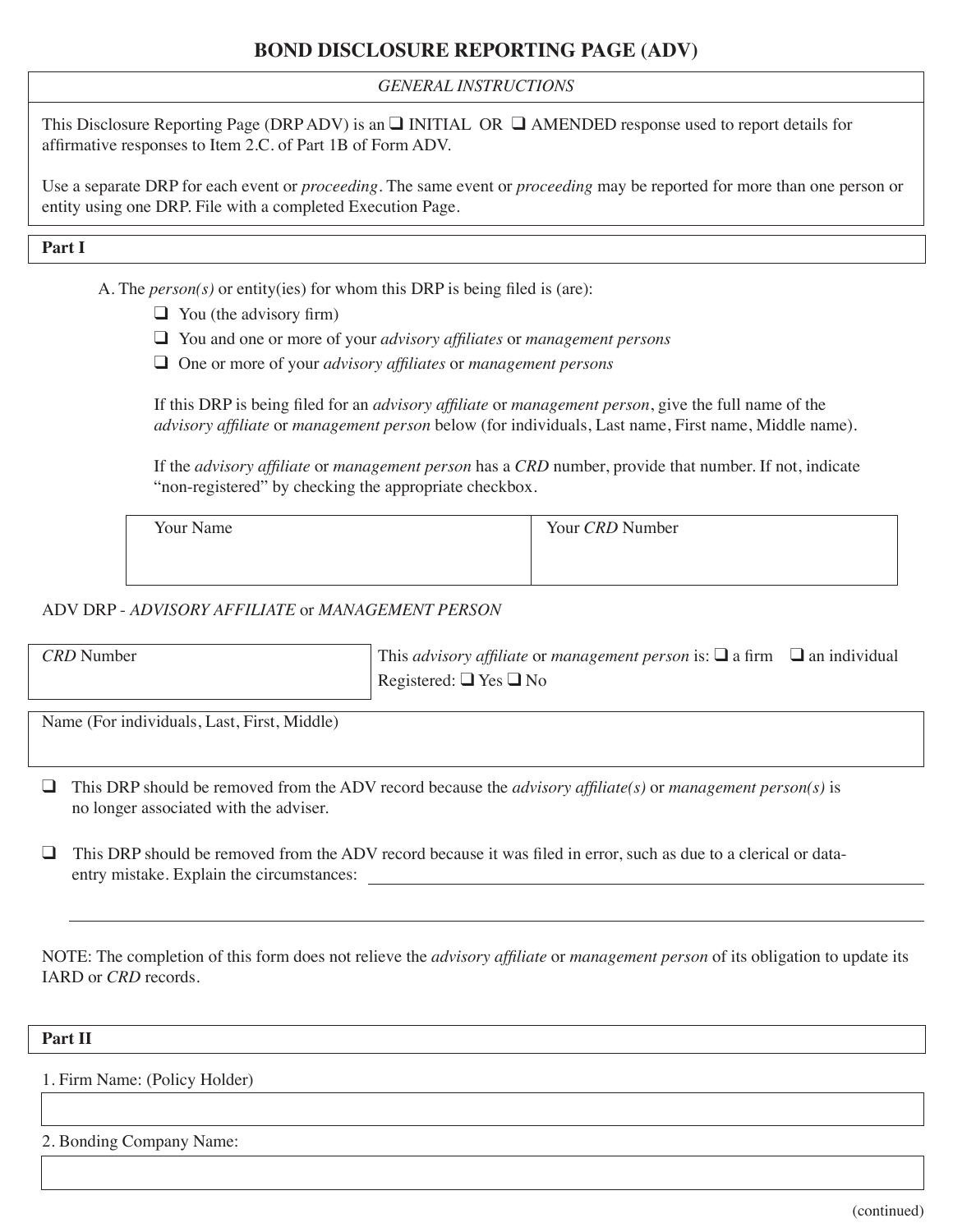# BOND DISCLOSURE REPORTING PAGE (ADV)

*GENERAL INSTRUCTIONS*

This Disclosure Reporting Page (DRP ADV) is an ❑ INITIAL OR ❑ AMENDED response used to report details for affirmative responses to Item 2.C. of Part 1B of Form ADV.

Use a separate DRP for each event or *proceeding*. The same event or *proceeding* may be reported for more than one person or entity using one DRP. File with a completed Execution Page.

**Part I**

A. The *person(s)* or entity(ies) for whom this DRP is being filed is (are):

- ❑ You (the advisory firm)
- ❑ You and one or more of your *advisory affiliates* or *management persons*
- ❑ One or more of your *advisory affiliates* or *management persons*

If this DRP is being filed for an *advisory affiliate* or *management person*, give the full name of the *advisory affiliate* or *management person* below (for individuals, Last name, First name, Middle name).

If the *advisory affiliate* or *management person* has a *CRD* number, provide that number. If not, indicate "non-registered" by checking the appropriate checkbox.

| Your Name | Your *CRD* Number |
|---|---|
| | |

ADV DRP - *ADVISORY AFFILIATE* or *MANAGEMENT PERSON*

| *CRD* Number | This *advisory affiliate* or *management person* is: ❑ a firm ❑ an individual<br>Registered: ❑ Yes ❑ No |
|---|---|
| | |

Name (For individuals, Last, First, Middle)

❑ This DRP should be removed from the ADV record because the *advisory affiliate(s)* or *management person(s)* is no longer associated with the adviser.

❑ This DRP should be removed from the ADV record because it was filed in error, such as due to a clerical or data-entry mistake. Explain the circumstances: ______________________________

______________________________

NOTE: The completion of this form does not relieve the *advisory affiliate* or *management person* of its obligation to update its IARD or *CRD* records.

**Part II**

1. Firm Name: (Policy Holder)

2. Bonding Company Name:

(continued)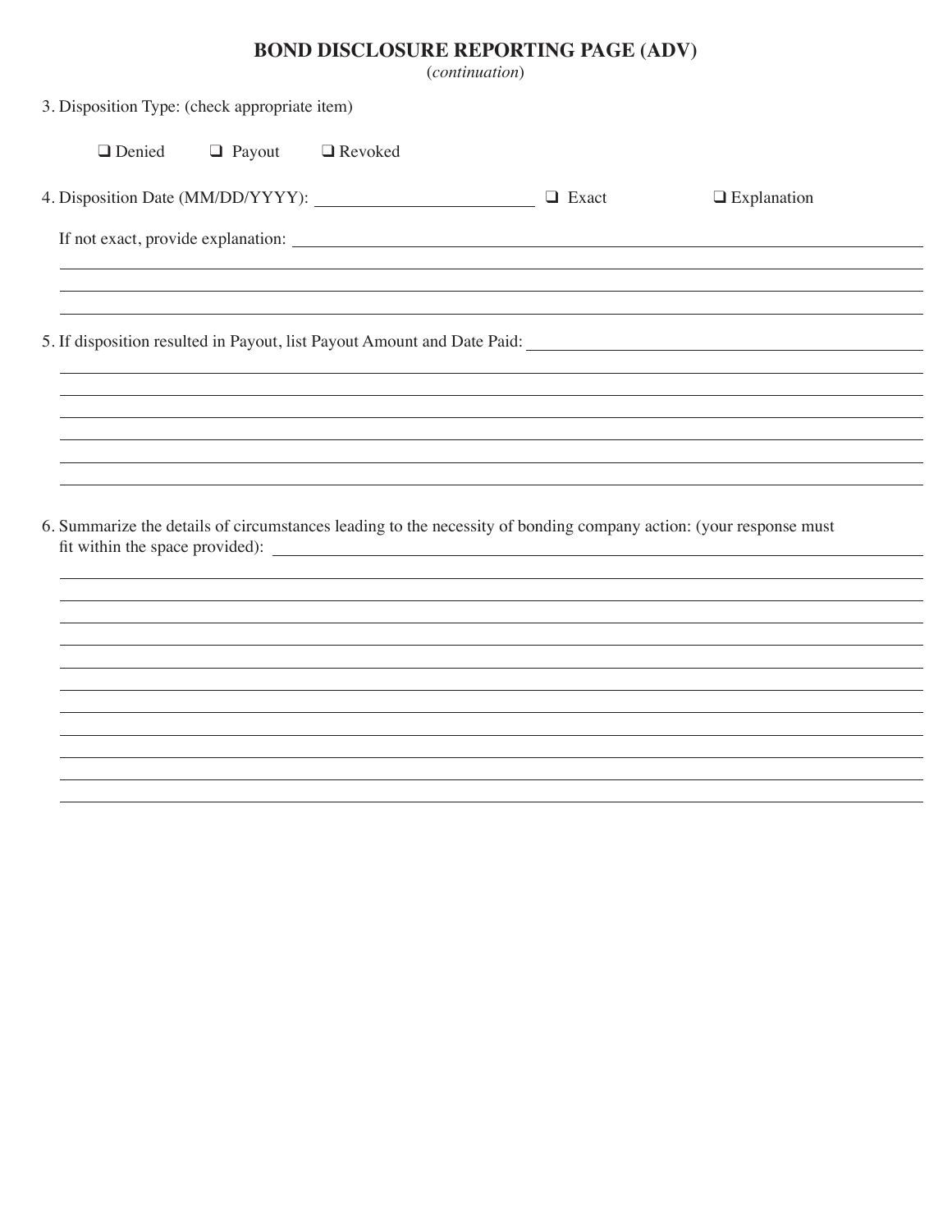# BOND DISCLOSURE REPORTING PAGE (ADV)

(*continuation*)

3. Disposition Type: (check appropriate item)

   ❑ Denied ❑ Payout ❑ Revoked

4. Disposition Date (MM/DD/YYYY): ________________________ ❑ Exact ❑ Explanation

   If not exact, provide explanation: ________________________________________________

   ________________________________________________________________________________

   ________________________________________________________________________________

   ________________________________________________________________________________

5. If disposition resulted in Payout, list Payout Amount and Date Paid: ____________________

   ________________________________________________________________________________

   ________________________________________________________________________________

   ________________________________________________________________________________

   ________________________________________________________________________________

   ________________________________________________________________________________

   ________________________________________________________________________________

6. Summarize the details of circumstances leading to the necessity of bonding company action: (your response must fit within the space provided): ________________________________________________

   ________________________________________________________________________________

   ________________________________________________________________________________

   ________________________________________________________________________________

   ________________________________________________________________________________

   ________________________________________________________________________________

   ________________________________________________________________________________

   ________________________________________________________________________________

   ________________________________________________________________________________

   ________________________________________________________________________________

   ________________________________________________________________________________

   ________________________________________________________________________________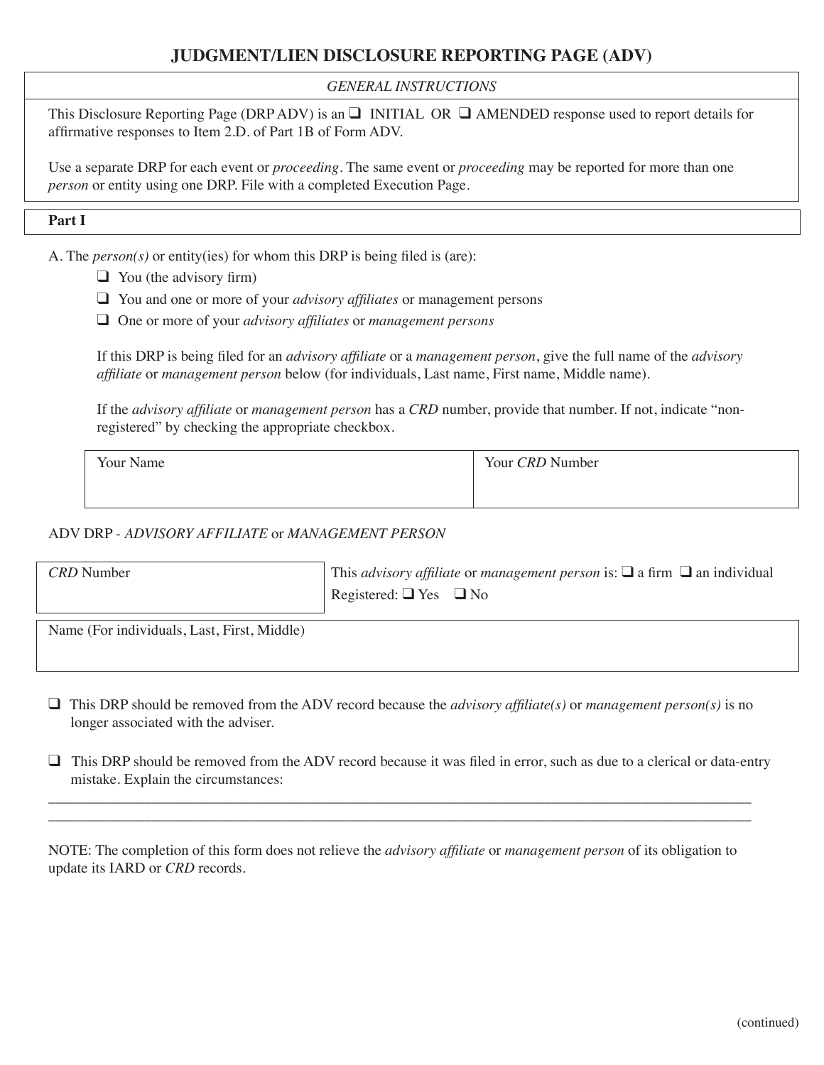# JUDGMENT/LIEN DISCLOSURE REPORTING PAGE (ADV)

*GENERAL INSTRUCTIONS*

This Disclosure Reporting Page (DRP ADV) is an ❑ INITIAL OR ❑ AMENDED response used to report details for affirmative responses to Item 2.D. of Part 1B of Form ADV.

Use a separate DRP for each event or *proceeding*. The same event or *proceeding* may be reported for more than one *person* or entity using one DRP. File with a completed Execution Page.

**Part I**

A. The *person(s)* or entity(ies) for whom this DRP is being filed is (are):

❑ You (the advisory firm)

❑ You and one or more of your *advisory affiliates* or management persons

❑ One or more of your *advisory affiliates* or *management persons*

If this DRP is being filed for an *advisory affiliate* or a *management person*, give the full name of the *advisory affiliate* or *management person* below (for individuals, Last name, First name, Middle name).

If the *advisory affiliate* or *management person* has a *CRD* number, provide that number. If not, indicate "non-registered" by checking the appropriate checkbox.

| Your Name | Your *CRD* Number |
|---|---|
| | |

ADV DRP - *ADVISORY AFFILIATE* or *MANAGEMENT PERSON*

| *CRD* Number | This *advisory affiliate* or *management person* is: ❑ a firm ❑ an individual<br>Registered: ❑ Yes ❑ No |
|---|---|
| Name (For individuals, Last, First, Middle) | |

❑ This DRP should be removed from the ADV record because the *advisory affiliate(s)* or *management person(s)* is no longer associated with the adviser.

❑ This DRP should be removed from the ADV record because it was filed in error, such as due to a clerical or data-entry mistake. Explain the circumstances:

\_\_\_\_\_\_\_\_\_\_\_\_\_\_\_\_\_\_\_\_\_\_\_\_\_\_\_\_\_\_\_\_\_\_\_\_\_\_\_\_\_\_\_\_\_\_\_\_\_\_\_\_\_\_\_\_\_\_\_\_\_\_\_\_\_\_\_\_\_\_\_\_\_\_\_\_\_\_\_\_\_\_\_\_

\_\_\_\_\_\_\_\_\_\_\_\_\_\_\_\_\_\_\_\_\_\_\_\_\_\_\_\_\_\_\_\_\_\_\_\_\_\_\_\_\_\_\_\_\_\_\_\_\_\_\_\_\_\_\_\_\_\_\_\_\_\_\_\_\_\_\_\_\_\_\_\_\_\_\_\_\_\_\_\_\_\_\_\_

NOTE: The completion of this form does not relieve the *advisory affiliate* or *management person* of its obligation to update its IARD or *CRD* records.

(continued)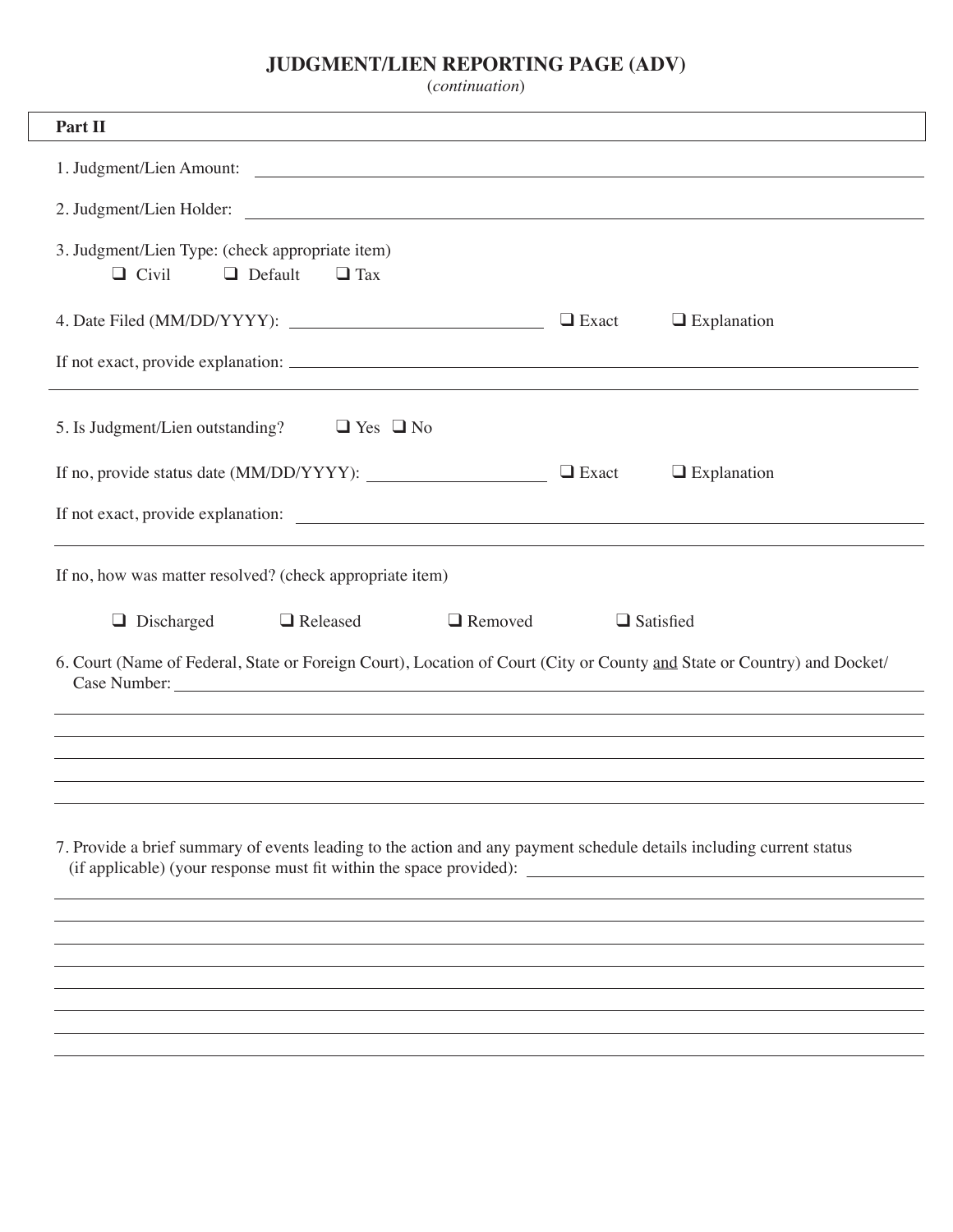# JUDGMENT/LIEN REPORTING PAGE (ADV)

(*continuation*)

**Part II**

1. Judgment/Lien Amount: \_\_\_\_\_\_\_\_\_\_\_\_\_\_\_\_\_\_\_\_\_\_\_\_\_\_\_\_\_\_\_\_\_\_\_\_

2. Judgment/Lien Holder: \_\_\_\_\_\_\_\_\_\_\_\_\_\_\_\_\_\_\_\_\_\_\_\_\_\_\_\_\_\_\_\_\_\_\_\_

3. Judgment/Lien Type: (check appropriate item)

❑ Civil ❑ Default ❑ Tax

4. Date Filed (MM/DD/YYYY): \_\_\_\_\_\_\_\_\_\_\_\_\_\_\_\_\_\_\_\_ ❑ Exact ❑ Explanation

If not exact, provide explanation: \_\_\_\_\_\_\_\_\_\_\_\_\_\_\_\_\_\_\_\_\_\_\_\_\_\_\_\_\_\_\_\_\_\_\_\_

5. Is Judgment/Lien outstanding? ❑ Yes ❑ No

If no, provide status date (MM/DD/YYYY): \_\_\_\_\_\_\_\_\_\_\_\_\_\_\_\_\_\_\_\_ ❑ Exact ❑ Explanation

If not exact, provide explanation: \_\_\_\_\_\_\_\_\_\_\_\_\_\_\_\_\_\_\_\_\_\_\_\_\_\_\_\_\_\_\_\_\_\_\_\_

If no, how was matter resolved? (check appropriate item)

❑ Discharged ❑ Released ❑ Removed ❑ Satisfied

6. Court (Name of Federal, State or Foreign Court), Location of Court (City or County <u>and</u> State or Country) and Docket/Case Number: \_\_\_\_\_\_\_\_\_\_\_\_\_\_\_\_\_\_\_\_\_\_\_\_\_\_\_\_\_\_\_\_\_\_\_\_

7. Provide a brief summary of events leading to the action and any payment schedule details including current status (if applicable) (your response must fit within the space provided): \_\_\_\_\_\_\_\_\_\_\_\_\_\_\_\_\_\_\_\_\_\_\_\_\_\_\_\_\_\_\_\_\_\_\_\_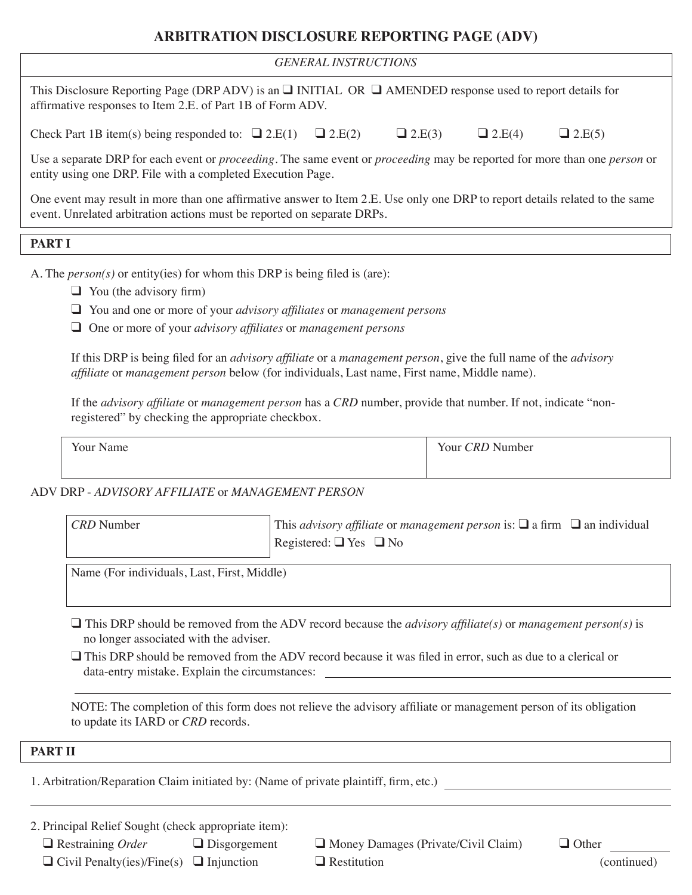# ARBITRATION DISCLOSURE REPORTING PAGE (ADV)

*GENERAL INSTRUCTIONS*

This Disclosure Reporting Page (DRP ADV) is an ❑ INITIAL OR ❑ AMENDED response used to report details for affirmative responses to Item 2.E. of Part 1B of Form ADV.

Check Part 1B item(s) being responded to: ❑ 2.E(1) ❑ 2.E(2) ❑ 2.E(3) ❑ 2.E(4) ❑ 2.E(5)

Use a separate DRP for each event or *proceeding*. The same event or *proceeding* may be reported for more than one *person* or entity using one DRP. File with a completed Execution Page.

One event may result in more than one affirmative answer to Item 2.E. Use only one DRP to report details related to the same event. Unrelated arbitration actions must be reported on separate DRPs.

**PART I**

A. The *person(s)* or entity(ies) for whom this DRP is being filed is (are):

- ❑ You (the advisory firm)
- ❑ You and one or more of your *advisory affiliates* or *management persons*
- ❑ One or more of your *advisory affiliates* or *management persons*

If this DRP is being filed for an *advisory affiliate* or a *management person*, give the full name of the *advisory affiliate* or *management person* below (for individuals, Last name, First name, Middle name).

If the *advisory affiliate* or *management person* has a *CRD* number, provide that number. If not, indicate "non-registered" by checking the appropriate checkbox.

| Your Name | Your *CRD* Number |
|---|---|
| | |

ADV DRP - *ADVISORY AFFILIATE* or *MANAGEMENT PERSON*

| *CRD* Number | This *advisory affiliate* or *management person* is: ❑ a firm ❑ an individual<br>Registered: ❑ Yes ❑ No |
|---|---|
| | |

| Name (For individuals, Last, First, Middle) |
|---|
| |

❑ This DRP should be removed from the ADV record because the *advisory affiliate(s)* or *management person(s)* is no longer associated with the adviser.

❑ This DRP should be removed from the ADV record because it was filed in error, such as due to a clerical or data-entry mistake. Explain the circumstances: ______________________________

NOTE: The completion of this form does not relieve the advisory affiliate or management person of its obligation to update its IARD or *CRD* records.

**PART II**

1. Arbitration/Reparation Claim initiated by: (Name of private plaintiff, firm, etc.) ______________________________

2. Principal Relief Sought (check appropriate item):

❑ Restraining *Order* ❑ Disgorgement ❑ Money Damages (Private/Civil Claim) ❑ Other ________
❑ Civil Penalty(ies)/Fine(s) ❑ Injunction ❑ Restitution

(continued)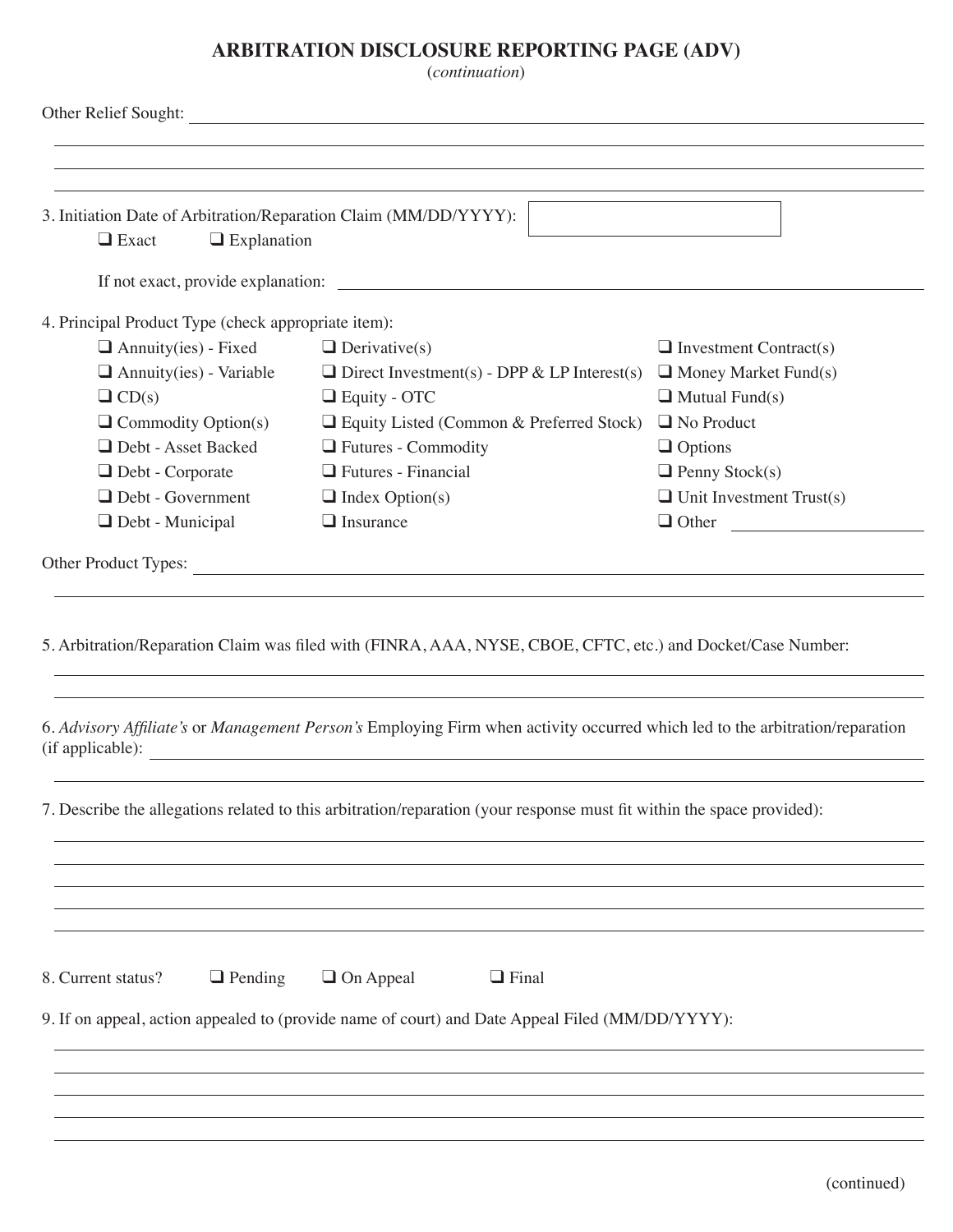## ARBITRATION DISCLOSURE REPORTING PAGE (ADV)

(*continuation*)

Other Relief Sought: \_\_\_\_\_\_\_\_\_\_\_\_\_\_\_\_\_\_\_\_\_\_\_\_\_\_\_\_\_\_\_\_\_\_\_\_\_\_\_\_

3. Initiation Date of Arbitration/Reparation Claim (MM/DD/YYYY): \_\_\_\_\_\_\_\_\_\_\_\_\_\_\_\_

❑ Exact ❑ Explanation

If not exact, provide explanation: \_\_\_\_\_\_\_\_\_\_\_\_\_\_\_\_\_\_\_\_\_\_\_\_\_\_\_\_\_\_\_\_

4. Principal Product Type (check appropriate item):

| | | |
|---|---|---|
| ❑ Annuity(ies) - Fixed | ❑ Derivative(s) | ❑ Investment Contract(s) |
| ❑ Annuity(ies) - Variable | ❑ Direct Investment(s) - DPP & LP Interest(s) | ❑ Money Market Fund(s) |
| ❑ CD(s) | ❑ Equity - OTC | ❑ Mutual Fund(s) |
| ❑ Commodity Option(s) | ❑ Equity Listed (Common & Preferred Stock) | ❑ No Product |
| ❑ Debt - Asset Backed | ❑ Futures - Commodity | ❑ Options |
| ❑ Debt - Corporate | ❑ Futures - Financial | ❑ Penny Stock(s) |
| ❑ Debt - Government | ❑ Index Option(s) | ❑ Unit Investment Trust(s) |
| ❑ Debt - Municipal | ❑ Insurance | ❑ Other \_\_\_\_\_\_\_\_\_\_ |

Other Product Types: \_\_\_\_\_\_\_\_\_\_\_\_\_\_\_\_\_\_\_\_\_\_\_\_\_\_\_\_\_\_\_\_\_\_\_\_\_\_\_\_

5. Arbitration/Reparation Claim was filed with (FINRA, AAA, NYSE, CBOE, CFTC, etc.) and Docket/Case Number:

\_\_\_\_\_\_\_\_\_\_\_\_\_\_\_\_\_\_\_\_\_\_\_\_\_\_\_\_\_\_\_\_\_\_\_\_\_\_\_\_

6. *Advisory Affiliate's* or *Management Person's* Employing Firm when activity occurred which led to the arbitration/reparation (if applicable): \_\_\_\_\_\_\_\_\_\_\_\_\_\_\_\_\_\_\_\_\_\_\_\_\_\_\_\_\_\_\_\_

7. Describe the allegations related to this arbitration/reparation (your response must fit within the space provided):

\_\_\_\_\_\_\_\_\_\_\_\_\_\_\_\_\_\_\_\_\_\_\_\_\_\_\_\_\_\_\_\_\_\_\_\_\_\_\_\_

8. Current status? ❑ Pending ❑ On Appeal ❑ Final

9. If on appeal, action appealed to (provide name of court) and Date Appeal Filed (MM/DD/YYYY):

\_\_\_\_\_\_\_\_\_\_\_\_\_\_\_\_\_\_\_\_\_\_\_\_\_\_\_\_\_\_\_\_\_\_\_\_\_\_\_\_

(continued)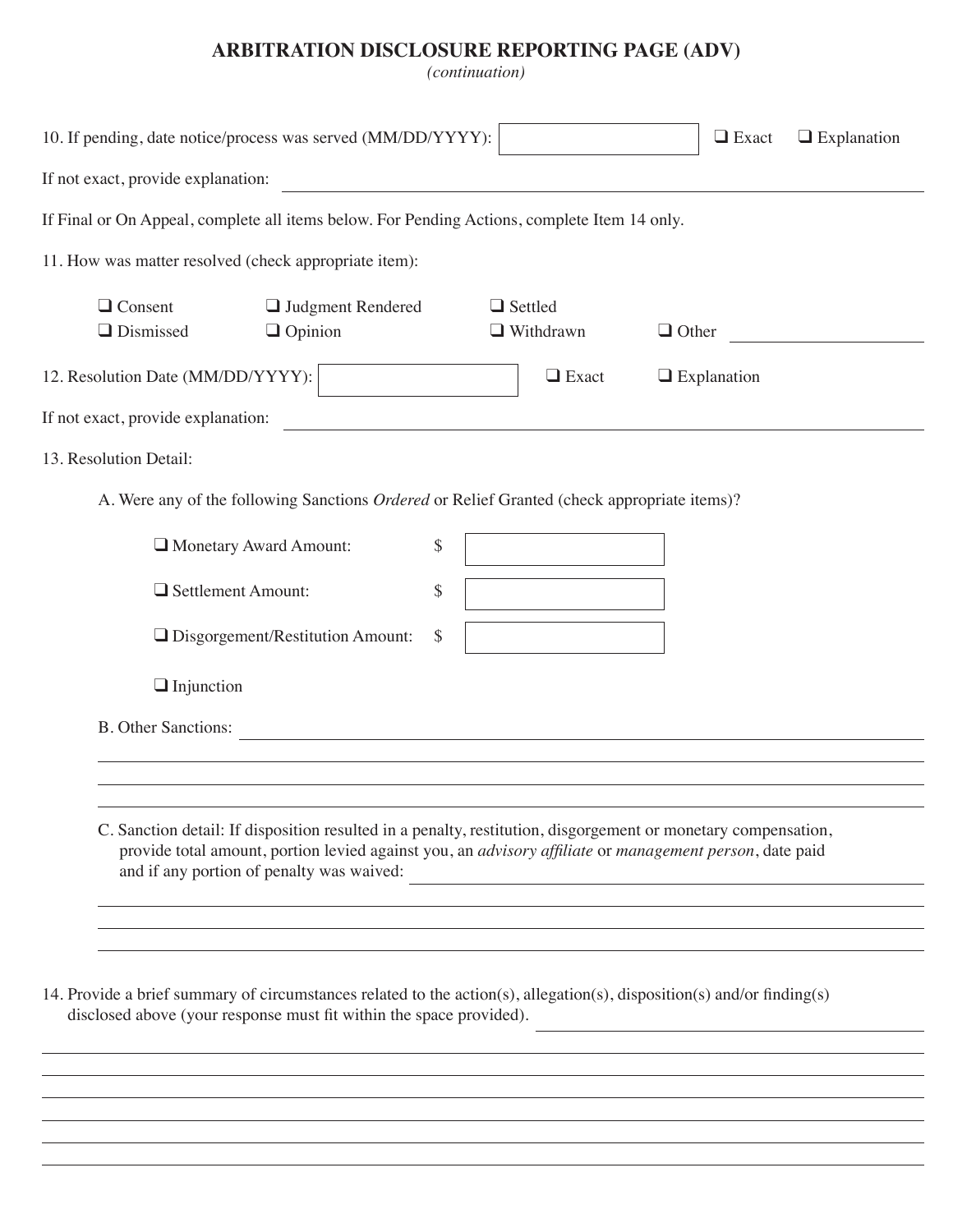# ARBITRATION DISCLOSURE REPORTING PAGE (ADV)

*(continuation)*

10. If pending, date notice/process was served (MM/DD/YYYY): ☐ Exact ☐ Explanation

If not exact, provide explanation:

If Final or On Appeal, complete all items below. For Pending Actions, complete Item 14 only.

11. How was matter resolved (check appropriate item):

☐ Consent ☐ Judgment Rendered ☐ Settled
☐ Dismissed ☐ Opinion ☐ Withdrawn ☐ Other

12. Resolution Date (MM/DD/YYYY): ☐ Exact ☐ Explanation

If not exact, provide explanation:

13. Resolution Detail:

A. Were any of the following Sanctions *Ordered* or Relief Granted (check appropriate items)?

☐ Monetary Award Amount: $

☐ Settlement Amount: $

☐ Disgorgement/Restitution Amount: $

☐ Injunction

B. Other Sanctions:

C. Sanction detail: If disposition resulted in a penalty, restitution, disgorgement or monetary compensation, provide total amount, portion levied against you, an *advisory affiliate* or *management person*, date paid and if any portion of penalty was waived:

14. Provide a brief summary of circumstances related to the action(s), allegation(s), disposition(s) and/or finding(s) disclosed above (your response must fit within the space provided).